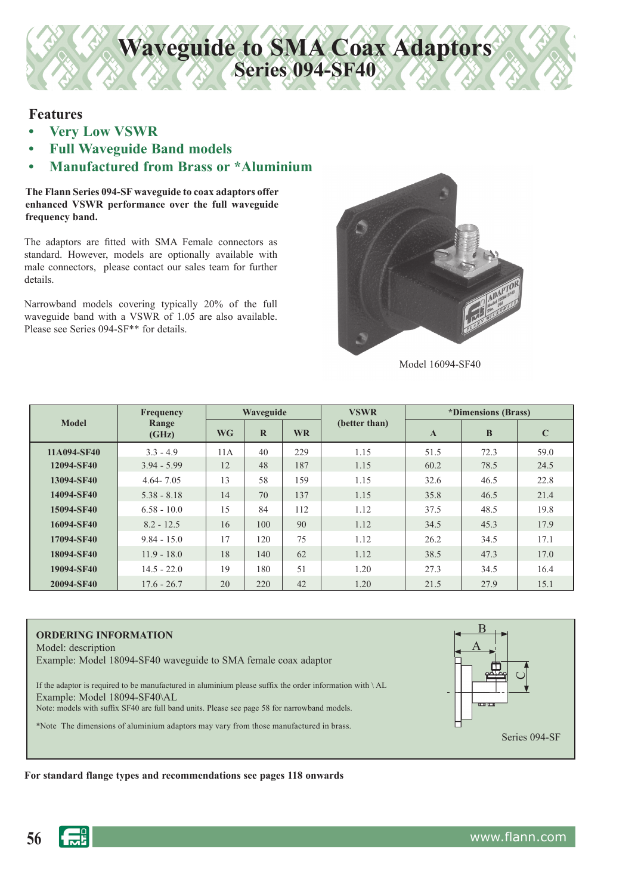# Waveguide to SMA Coax Adaptors
## Series 094-SF40

### Features

- **Very Low VSWR**
- **Full Waveguide Band models**
- **Manufactured from Brass or *Aluminium**

**The Flann Series 094-SF waveguide to coax adaptors offer enhanced VSWR performance over the full waveguide frequency band.**

The adaptors are fitted with SMA Female connectors as standard. However, models are optionally available with male connectors, please contact our sales team for further details.

Narrowband models covering typically 20% of the full waveguide band with a VSWR of 1.05 are also available. Please see Series 094-SF** for details.

Model 16094-SF40

| Model | Frequency Range (GHz) | Waveguide | | | VSWR (better than) | *Dimensions (Brass) | | |
|---|---|---|---|---|---|---|---|---|
| | | WG | R | WR | | A | B | C |
| 11A094-SF40 | 3.3 - 4.9 | 11A | 40 | 229 | 1.15 | 51.5 | 72.3 | 59.0 |
| 12094-SF40 | 3.94 - 5.99 | 12 | 48 | 187 | 1.15 | 60.2 | 78.5 | 24.5 |
| 13094-SF40 | 4.64- 7.05 | 13 | 58 | 159 | 1.15 | 32.6 | 46.5 | 22.8 |
| 14094-SF40 | 5.38 - 8.18 | 14 | 70 | 137 | 1.15 | 35.8 | 46.5 | 21.4 |
| 15094-SF40 | 6.58 - 10.0 | 15 | 84 | 112 | 1.12 | 37.5 | 48.5 | 19.8 |
| 16094-SF40 | 8.2 - 12.5 | 16 | 100 | 90 | 1.12 | 34.5 | 45.3 | 17.9 |
| 17094-SF40 | 9.84 - 15.0 | 17 | 120 | 75 | 1.12 | 26.2 | 34.5 | 17.1 |
| 18094-SF40 | 11.9 - 18.0 | 18 | 140 | 62 | 1.12 | 38.5 | 47.3 | 17.0 |
| 19094-SF40 | 14.5 - 22.0 | 19 | 180 | 51 | 1.20 | 27.3 | 34.5 | 16.4 |
| 20094-SF40 | 17.6 - 26.7 | 20 | 220 | 42 | 1.20 | 21.5 | 27.9 | 15.1 |

**ORDERING INFORMATION**

Model: description

Example: Model 18094-SF40 waveguide to SMA female coax adaptor

If the adaptor is required to be manufactured in aluminium please suffix the order information with \ AL

Example: Model 18094-SF40\AL

Note: models with suffix SF40 are full band units. Please see page 58 for narrowband models.

*Note The dimensions of aluminium adaptors may vary from those manufactured in brass.

Series 094-SF

**For standard flange types and recommendations see pages 118 onwards**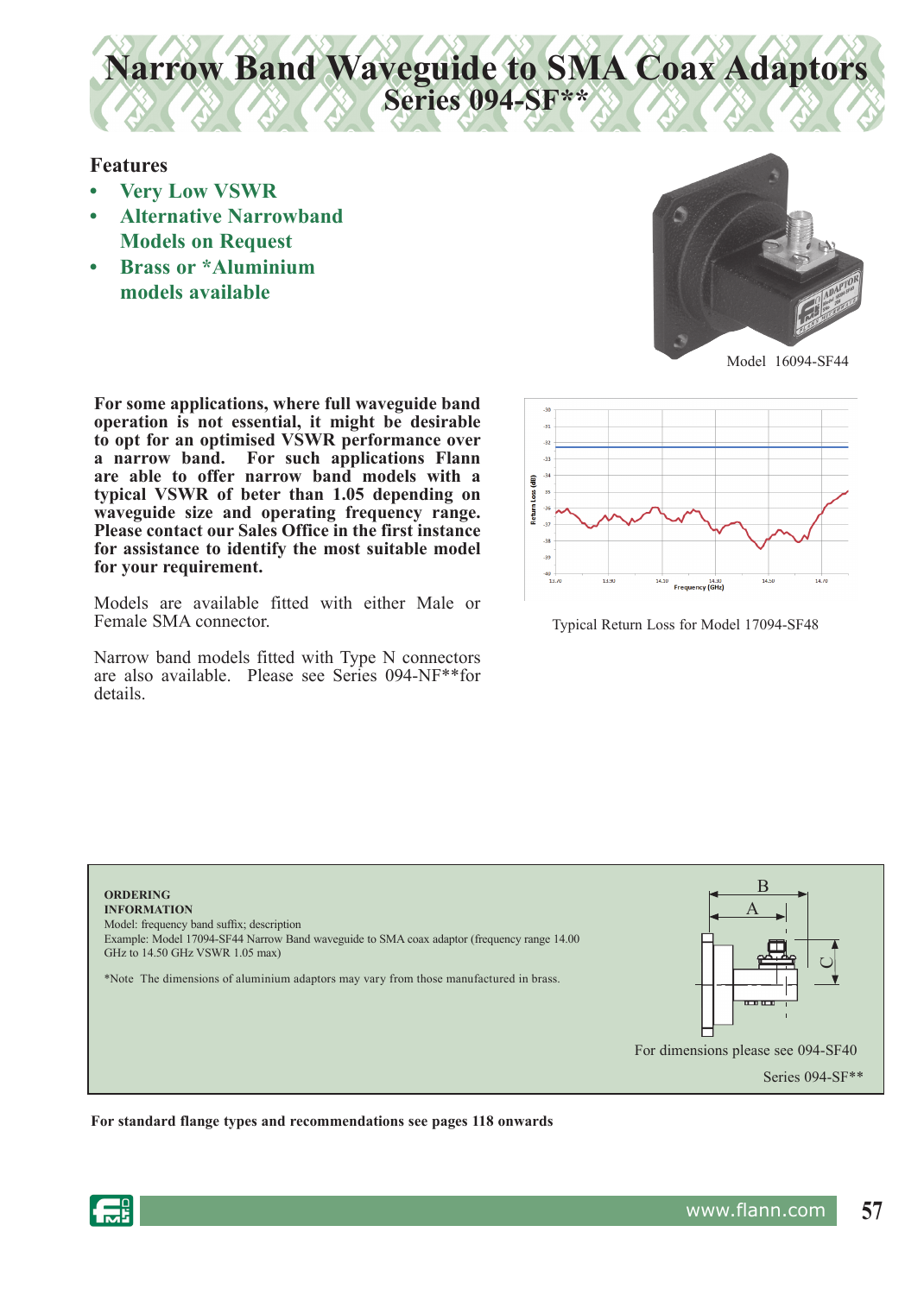# Narrow Band Waveguide to SMA Coax Adaptors
## Series 094-SF**

### Features

- **Very Low VSWR**
- **Alternative Narrowband Models on Request**
- **Brass or *Aluminium models available**

Model 16094-SF44

**For some applications, where full waveguide band operation is not essential, it might be desirable to opt for an optimised VSWR performance over a narrow band. For such applications Flann are able to offer narrow band models with a typical VSWR of beter than 1.05 depending on waveguide size and operating frequency range. Please contact our Sales Office in the first instance for assistance to identify the most suitable model for your requirement.**

Models are available fitted with either Male or Female SMA connector.

Narrow band models fitted with Type N connectors are also available. Please see Series 094-NF**for details.

-30
-31
-32
-33
-34
-35
-36
-37
-38
-39
-40
Return Loss (dB)
13.70
13.90
14.10
14.30
14.50
14.70
Frequency (GHz)

Typical Return Loss for Model 17094-SF48

**ORDERING INFORMATION**

Model: frequency band suffix; description

Example: Model 17094-SF44 Narrow Band waveguide to SMA coax adaptor (frequency range 14.00 GHz to 14.50 GHz VSWR 1.05 max)

*Note The dimensions of aluminium adaptors may vary from those manufactured in brass.

B
A
C

For dimensions please see 094-SF40

Series 094-SF**

**For standard flange types and recommendations see pages 118 onwards**

www.flann.com